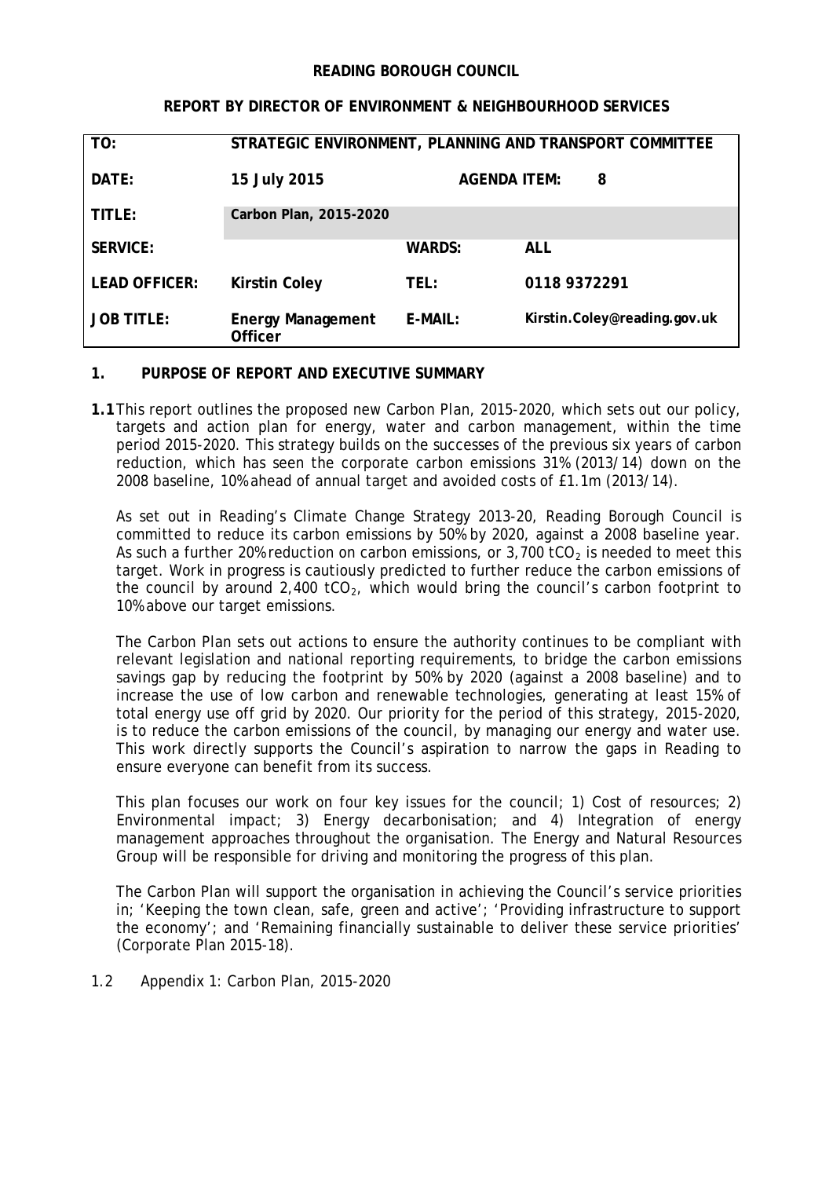**READING BOROUGH COUNCIL**

**REPORT BY DIRECTOR OF ENVIRONMENT & NEIGHBOURHOOD SERVICES**

| TO: | STRATEGIC ENVIRONMENT, PLANNING AND TRANSPORT COMMITTEE | | |
|---|---|---|---|
| DATE: | 15 July 2015 | AGENDA ITEM: | 8 |
| TITLE: | Carbon Plan, 2015-2020 | | |
| SERVICE: | | WARDS: | ALL |
| LEAD OFFICER: | Kirstin Coley | TEL: | 0118 9372291 |
| JOB TITLE: | Energy Management Officer | E-MAIL: | Kirstin.Coley@reading.gov.uk |

## 1. PURPOSE OF REPORT AND EXECUTIVE SUMMARY

**1.1** This report outlines the proposed new Carbon Plan, 2015-2020, which sets out our policy, targets and action plan for energy, water and carbon management, within the time period 2015-2020. This strategy builds on the successes of the previous six years of carbon reduction, which has seen the corporate carbon emissions 31% (2013/14) down on the 2008 baseline, 10% ahead of annual target and avoided costs of £1.1m (2013/14).

As set out in Reading's Climate Change Strategy 2013-20, Reading Borough Council is committed to reduce its carbon emissions by 50% by 2020, against a 2008 baseline year. As such a further 20% reduction on carbon emissions, or 3,700 $tCO_2$ is needed to meet this target. Work in progress is cautiously predicted to further reduce the carbon emissions of the council by around 2,400 $tCO_2$, which would bring the council's carbon footprint to 10% above our target emissions.

The Carbon Plan sets out actions to ensure the authority continues to be compliant with relevant legislation and national reporting requirements, to bridge the carbon emissions savings gap by reducing the footprint by 50% by 2020 (against a 2008 baseline) and to increase the use of low carbon and renewable technologies, generating at least 15% of total energy use off grid by 2020. Our priority for the period of this strategy, 2015-2020, is to reduce the carbon emissions of the council, by managing our energy and water use. This work directly supports the Council's aspiration to narrow the gaps in Reading to ensure everyone can benefit from its success.

This plan focuses our work on four key issues for the council; 1) Cost of resources; 2) Environmental impact; 3) Energy decarbonisation; and 4) Integration of energy management approaches throughout the organisation. The Energy and Natural Resources Group will be responsible for driving and monitoring the progress of this plan.

The Carbon Plan will support the organisation in achieving the Council's service priorities in; 'Keeping the town clean, safe, green and active'; 'Providing infrastructure to support the economy'; and 'Remaining financially sustainable to deliver these service priorities' (Corporate Plan 2015-18).

1.2 Appendix 1: Carbon Plan, 2015-2020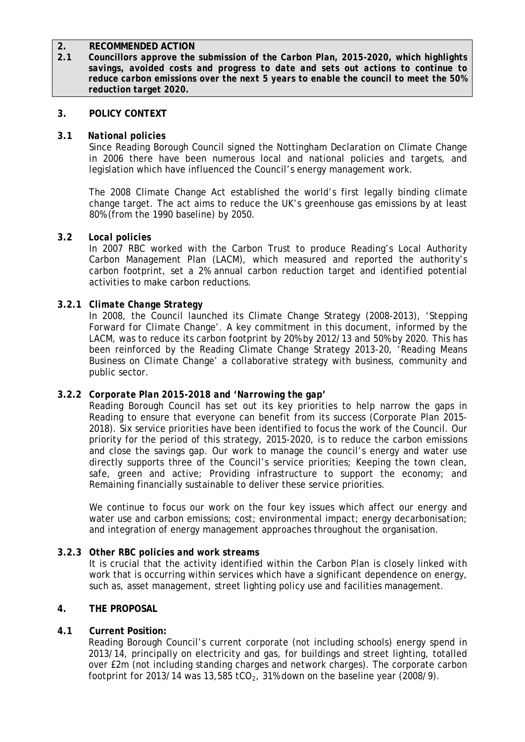## 2. RECOMMENDED ACTION

**2.1** ***Councillors approve the submission of the Carbon Plan, 2015-2020, which highlights savings, avoided costs and progress to date and sets out actions to continue to reduce carbon emissions over the next 5 years to enable the council to meet the 50% reduction target 2020.***

## 3. POLICY CONTEXT

### 3.1 *National policies*

Since Reading Borough Council signed the Nottingham Declaration on Climate Change in 2006 there have been numerous local and national policies and targets, and legislation which have influenced the Council's energy management work.

The 2008 Climate Change Act established the world's first legally binding climate change target. The act aims to reduce the UK's greenhouse gas emissions by at least 80% (from the 1990 baseline) by 2050.

### 3.2 *Local policies*

In 2007 RBC worked with the Carbon Trust to produce Reading's Local Authority Carbon Management Plan (LACM), which measured and reported the authority's carbon footprint, set a 2% annual carbon reduction target and identified potential activities to make carbon reductions.

#### 3.2.1 *Climate Change Strategy*

In 2008, the Council launched its Climate Change Strategy (2008-2013), 'Stepping Forward for Climate Change'. A key commitment in this document, informed by the LACM, was to reduce its carbon footprint by 20% by 2012/13 and 50% by 2020. This has been reinforced by the Reading Climate Change Strategy 2013-20, 'Reading Means Business on Climate Change' a collaborative strategy with business, community and public sector.

#### 3.2.2 *Corporate Plan 2015-2018 and 'Narrowing the gap'*

Reading Borough Council has set out its key priorities to help narrow the gaps in Reading to ensure that everyone can benefit from its success (Corporate Plan 2015-2018). Six service priorities have been identified to focus the work of the Council. Our priority for the period of this strategy, 2015-2020, is to reduce the carbon emissions and close the savings gap. Our work to manage the council's energy and water use directly supports three of the Council's service priorities; Keeping the town clean, safe, green and active; Providing infrastructure to support the economy; and Remaining financially sustainable to deliver these service priorities.

We continue to focus our work on the four key issues which affect our energy and water use and carbon emissions; cost; environmental impact; energy decarbonisation; and integration of energy management approaches throughout the organisation.

#### 3.2.3 *Other RBC policies and work streams*

It is crucial that the activity identified within the Carbon Plan is closely linked with work that is occurring within services which have a significant dependence on energy, such as, asset management, street lighting policy use and facilities management.

## 4. THE PROPOSAL

### 4.1 Current Position:

Reading Borough Council's current corporate (not including schools) energy spend in 2013/14, principally on electricity and gas, for buildings and street lighting, totalled over £2m (not including standing charges and network charges). The corporate carbon footprint for 2013/14 was 13,585 $tCO_2$, 31% down on the baseline year (2008/9).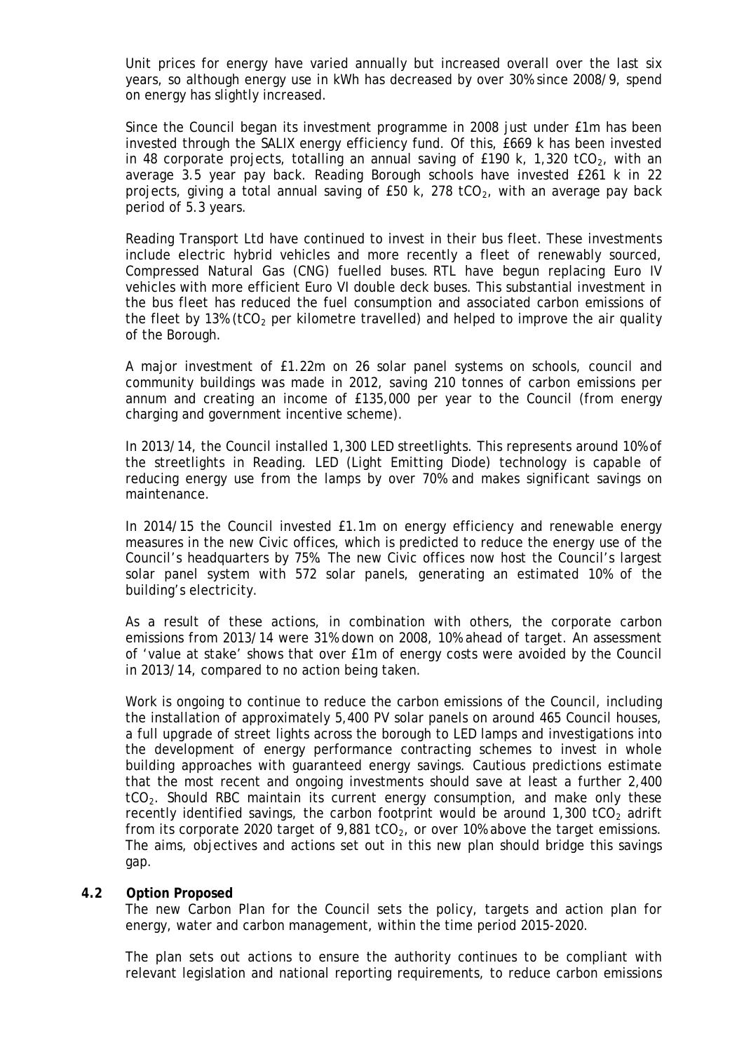Unit prices for energy have varied annually but increased overall over the last six years, so although energy use in kWh has decreased by over 30% since 2008/9, spend on energy has slightly increased.

Since the Council began its investment programme in 2008 just under £1m has been invested through the SALIX energy efficiency fund. Of this, £669 k has been invested in 48 corporate projects, totalling an annual saving of £190 k, 1,320 $tCO_2$, with an average 3.5 year pay back. Reading Borough schools have invested £261 k in 22 projects, giving a total annual saving of £50 k, 278 $tCO_2$, with an average pay back period of 5.3 years.

Reading Transport Ltd have continued to invest in their bus fleet. These investments include electric hybrid vehicles and more recently a fleet of renewably sourced, Compressed Natural Gas (CNG) fuelled buses. RTL have begun replacing Euro IV vehicles with more efficient Euro VI double deck buses. This substantial investment in the bus fleet has reduced the fuel consumption and associated carbon emissions of the fleet by 13% ($tCO_2$ per kilometre travelled) and helped to improve the air quality of the Borough.

A major investment of £1.22m on 26 solar panel systems on schools, council and community buildings was made in 2012, saving 210 tonnes of carbon emissions per annum and creating an income of £135,000 per year to the Council (from energy charging and government incentive scheme).

In 2013/14, the Council installed 1,300 LED streetlights. This represents around 10% of the streetlights in Reading. LED (Light Emitting Diode) technology is capable of reducing energy use from the lamps by over 70% and makes significant savings on maintenance.

In 2014/15 the Council invested £1.1m on energy efficiency and renewable energy measures in the new Civic offices, which is predicted to reduce the energy use of the Council's headquarters by 75%. The new Civic offices now host the Council's largest solar panel system with 572 solar panels, generating an estimated 10% of the building's electricity.

As a result of these actions, in combination with others, the corporate carbon emissions from 2013/14 were 31% down on 2008, 10% ahead of target. An assessment of 'value at stake' shows that over £1m of energy costs were avoided by the Council in 2013/14, compared to no action being taken.

Work is ongoing to continue to reduce the carbon emissions of the Council, including the installation of approximately 5,400 PV solar panels on around 465 Council houses, a full upgrade of street lights across the borough to LED lamps and investigations into the development of energy performance contracting schemes to invest in whole building approaches with guaranteed energy savings. Cautious predictions estimate that the most recent and ongoing investments should save at least a further 2,400 $tCO_2$. Should RBC maintain its current energy consumption, and make only these recently identified savings, the carbon footprint would be around 1,300 $tCO_2$ adrift from its corporate 2020 target of 9,881 $tCO_2$, or over 10% above the target emissions. The aims, objectives and actions set out in this new plan should bridge this savings gap.

**4.2 Option Proposed**

The new Carbon Plan for the Council sets the policy, targets and action plan for energy, water and carbon management, within the time period 2015-2020.

The plan sets out actions to ensure the authority continues to be compliant with relevant legislation and national reporting requirements, to reduce carbon emissions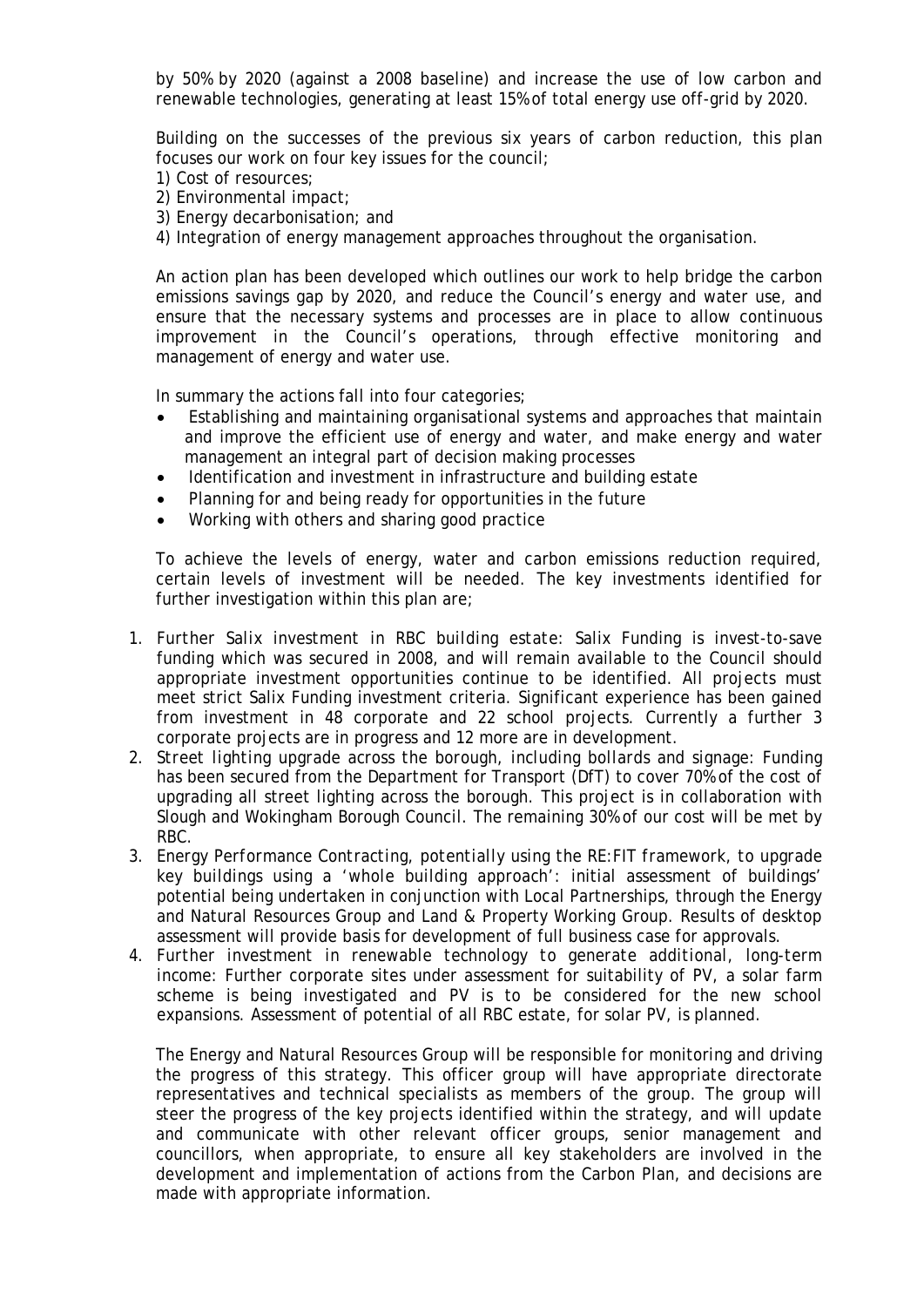by 50% by 2020 (against a 2008 baseline) and increase the use of low carbon and renewable technologies, generating at least 15% of total energy use off-grid by 2020.

Building on the successes of the previous six years of carbon reduction, this plan focuses our work on four key issues for the council;

1) Cost of resources;
2) Environmental impact;
3) Energy decarbonisation; and
4) Integration of energy management approaches throughout the organisation.

An action plan has been developed which outlines our work to help bridge the carbon emissions savings gap by 2020, and reduce the Council's energy and water use, and ensure that the necessary systems and processes are in place to allow continuous improvement in the Council's operations, through effective monitoring and management of energy and water use.

In summary the actions fall into four categories;

- Establishing and maintaining organisational systems and approaches that maintain and improve the efficient use of energy and water, and make energy and water management an integral part of decision making processes
- Identification and investment in infrastructure and building estate
- Planning for and being ready for opportunities in the future
- Working with others and sharing good practice

To achieve the levels of energy, water and carbon emissions reduction required, certain levels of investment will be needed. The key investments identified for further investigation within this plan are;

1. *Further Salix investment in RBC building estate:* Salix Funding is invest-to-save funding which was secured in 2008, and will remain available to the Council should appropriate investment opportunities continue to be identified. All projects must meet strict Salix Funding investment criteria. Significant experience has been gained from investment in 48 corporate and 22 school projects. Currently a further 3 corporate projects are in progress and 12 more are in development.
2. *Street lighting upgrade across the borough, including bollards and signage:* Funding has been secured from the Department for Transport (DfT) to cover 70% of the cost of upgrading all street lighting across the borough. This project is in collaboration with Slough and Wokingham Borough Council. The remaining 30% of our cost will be met by RBC.
3. *Energy Performance Contracting, potentially using the RE:FIT framework, to upgrade key buildings using a 'whole building approach':* initial assessment of buildings' potential being undertaken in conjunction with Local Partnerships, through the Energy and Natural Resources Group and Land & Property Working Group. Results of desktop assessment will provide basis for development of full business case for approvals.
4. *Further investment in renewable technology to generate additional, long-term income:* Further corporate sites under assessment for suitability of PV, a solar farm scheme is being investigated and PV is to be considered for the new school expansions. Assessment of potential of all RBC estate, for solar PV, is planned.

The Energy and Natural Resources Group will be responsible for monitoring and driving the progress of this strategy. This officer group will have appropriate directorate representatives and technical specialists as members of the group. The group will steer the progress of the key projects identified within the strategy, and will update and communicate with other relevant officer groups, senior management and councillors, when appropriate, to ensure all key stakeholders are involved in the development and implementation of actions from the Carbon Plan, and decisions are made with appropriate information.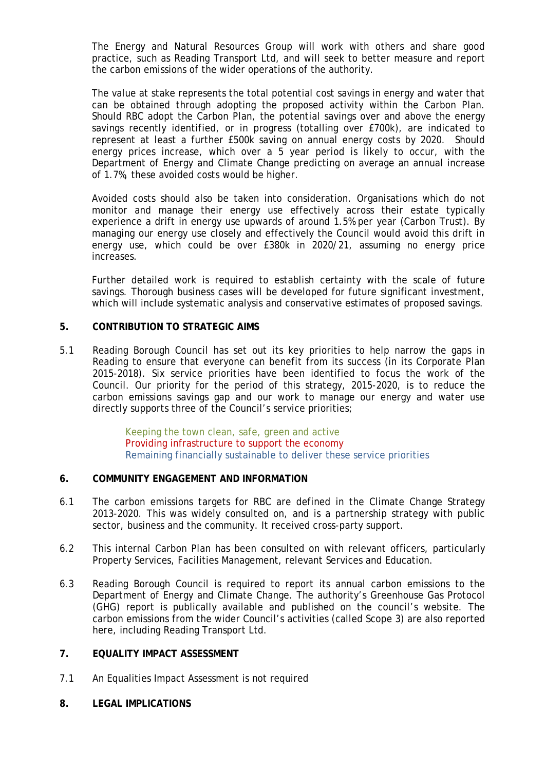The Energy and Natural Resources Group will work with others and share good practice, such as Reading Transport Ltd, and will seek to better measure and report the carbon emissions of the wider operations of the authority.

The value at stake represents the total potential cost savings in energy and water that can be obtained through adopting the proposed activity within the Carbon Plan. Should RBC adopt the Carbon Plan, the potential savings over and above the energy savings recently identified, or in progress (totalling over £700k), are indicated to represent at least a further £500k saving on annual energy costs by 2020. Should energy prices increase, which over a 5 year period is likely to occur, with the Department of Energy and Climate Change predicting on average an annual increase of 1.7%, these avoided costs would be higher.

Avoided costs should also be taken into consideration. Organisations which do not monitor and manage their energy use effectively across their estate typically experience a drift in energy use upwards of around 1.5% per year (Carbon Trust). By managing our energy use closely and effectively the Council would avoid this drift in energy use, which could be over £380k in 2020/21, assuming no energy price increases.

Further detailed work is required to establish certainty with the scale of future savings. Thorough business cases will be developed for future significant investment, which will include systematic analysis and conservative estimates of proposed savings.

## 5. CONTRIBUTION TO STRATEGIC AIMS

5.1 Reading Borough Council has set out its key priorities to help narrow the gaps in Reading to ensure that everyone can benefit from its success (in its Corporate Plan 2015-2018). Six service priorities have been identified to focus the work of the Council. Our priority for the period of this strategy, 2015-2020, is to reduce the carbon emissions savings gap and our work to manage our energy and water use directly supports three of the Council's service priorities;

Keeping the town clean, safe, green and active
Providing infrastructure to support the economy
Remaining financially sustainable to deliver these service priorities

## 6. COMMUNITY ENGAGEMENT AND INFORMATION

6.1 The carbon emissions targets for RBC are defined in the Climate Change Strategy 2013-2020. This was widely consulted on, and is a partnership strategy with public sector, business and the community. It received cross-party support.

6.2 This internal Carbon Plan has been consulted on with relevant officers, particularly Property Services, Facilities Management, relevant Services and Education.

6.3 Reading Borough Council is required to report its annual carbon emissions to the Department of Energy and Climate Change. The authority's Greenhouse Gas Protocol (GHG) report is publically available and published on the council's website. The carbon emissions from the wider Council's activities (called Scope 3) are also reported here, including Reading Transport Ltd.

## 7. EQUALITY IMPACT ASSESSMENT

7.1 An Equalities Impact Assessment is not required

## 8. LEGAL IMPLICATIONS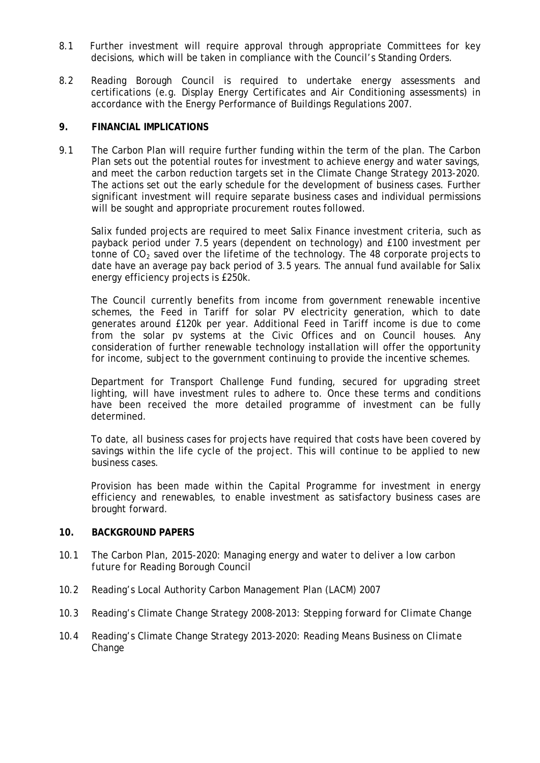8.1 Further investment will require approval through appropriate Committees for key decisions, which will be taken in compliance with the Council's Standing Orders.

8.2 Reading Borough Council is required to undertake energy assessments and certifications (e.g. Display Energy Certificates and Air Conditioning assessments) in accordance with the Energy Performance of Buildings Regulations 2007.

## 9. FINANCIAL IMPLICATIONS

9.1 The Carbon Plan will require further funding within the term of the plan. The Carbon Plan sets out the potential routes for investment to achieve energy and water savings, and meet the carbon reduction targets set in the Climate Change Strategy 2013-2020. The actions set out the early schedule for the development of business cases. Further significant investment will require separate business cases and individual permissions will be sought and appropriate procurement routes followed.

Salix funded projects are required to meet Salix Finance investment criteria, such as payback period under 7.5 years (dependent on technology) and £100 investment per tonne of $CO_2$ saved over the lifetime of the technology. The 48 corporate projects to date have an average pay back period of 3.5 years. The annual fund available for Salix energy efficiency projects is £250k.

The Council currently benefits from income from government renewable incentive schemes, the Feed in Tariff for solar PV electricity generation, which to date generates around £120k per year. Additional Feed in Tariff income is due to come from the solar pv systems at the Civic Offices and on Council houses. Any consideration of further renewable technology installation will offer the opportunity for income, subject to the government continuing to provide the incentive schemes.

Department for Transport Challenge Fund funding, secured for upgrading street lighting, will have investment rules to adhere to. Once these terms and conditions have been received the more detailed programme of investment can be fully determined.

To date, all business cases for projects have required that costs have been covered by savings within the life cycle of the project. This will continue to be applied to new business cases.

Provision has been made within the Capital Programme for investment in energy efficiency and renewables, to enable investment as satisfactory business cases are brought forward.

## 10. BACKGROUND PAPERS

10.1 The Carbon Plan, 2015-2020: *Managing energy and water to deliver a low carbon future for Reading Borough Council*

10.2 Reading's Local Authority Carbon Management Plan (LACM) 2007

10.3 Reading's Climate Change Strategy 2008-2013: *Stepping forward for Climate Change*

10.4 Reading's Climate Change Strategy 2013-2020: *Reading Means Business on Climate Change*